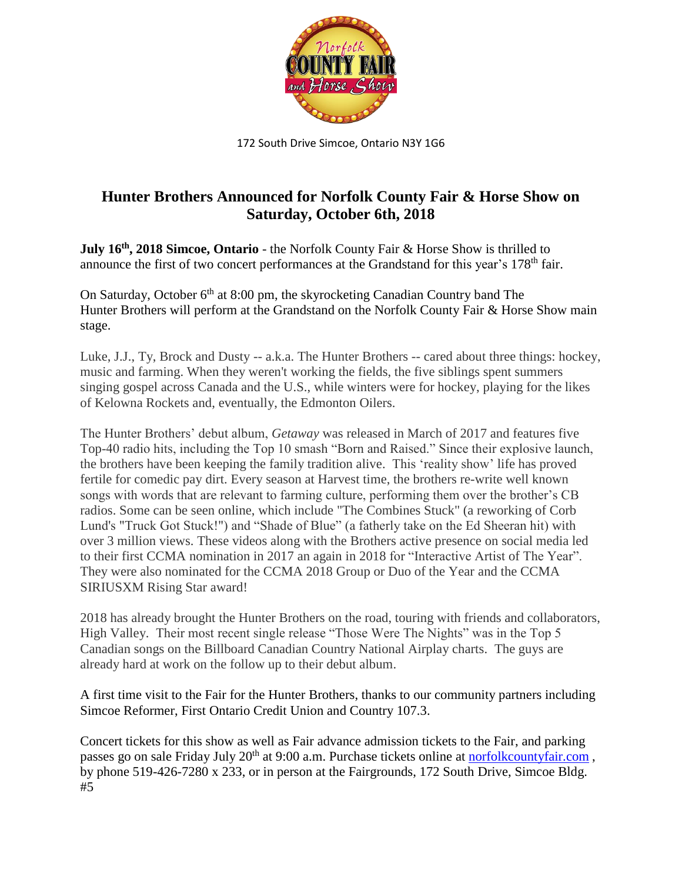172 South Drive Simcoe, Ontario N3Y 1G6

# Hunter Brothers Announced for Norfolk County Fair & Horse Show on Saturday, October 6th, 2018

**July 16th, 2018 Simcoe, Ontario** - the Norfolk County Fair & Horse Show is thrilled to announce the first of two concert performances at the Grandstand for this year's 178th fair.

On Saturday, October 6th at 8:00 pm, the skyrocketing Canadian Country band The Hunter Brothers will perform at the Grandstand on the Norfolk County Fair & Horse Show main stage.

Luke, J.J., Ty, Brock and Dusty -- a.k.a. The Hunter Brothers -- cared about three things: hockey, music and farming. When they weren't working the fields, the five siblings spent summers singing gospel across Canada and the U.S., while winters were for hockey, playing for the likes of Kelowna Rockets and, eventually, the Edmonton Oilers.

The Hunter Brothers' debut album, *Getaway* was released in March of 2017 and features five Top-40 radio hits, including the Top 10 smash "Born and Raised." Since their explosive launch, the brothers have been keeping the family tradition alive. This 'reality show' life has proved fertile for comedic pay dirt. Every season at Harvest time, the brothers re-write well known songs with words that are relevant to farming culture, performing them over the brother's CB radios. Some can be seen online, which include "The Combines Stuck" (a reworking of Corb Lund's "Truck Got Stuck!") and "Shade of Blue" (a fatherly take on the Ed Sheeran hit) with over 3 million views. These videos along with the Brothers active presence on social media led to their first CCMA nomination in 2017 an again in 2018 for "Interactive Artist of The Year". They were also nominated for the CCMA 2018 Group or Duo of the Year and the CCMA SIRIUSXM Rising Star award!

2018 has already brought the Hunter Brothers on the road, touring with friends and collaborators, High Valley. Their most recent single release "Those Were The Nights" was in the Top 5 Canadian songs on the Billboard Canadian Country National Airplay charts. The guys are already hard at work on the follow up to their debut album.

A first time visit to the Fair for the Hunter Brothers, thanks to our community partners including Simcoe Reformer, First Ontario Credit Union and Country 107.3.

Concert tickets for this show as well as Fair advance admission tickets to the Fair, and parking passes go on sale Friday July 20th at 9:00 a.m. Purchase tickets online at [norfolkcountyfair.com](norfolkcountyfair.com) , by phone 519-426-7280 x 233, or in person at the Fairgrounds, 172 South Drive, Simcoe Bldg. #5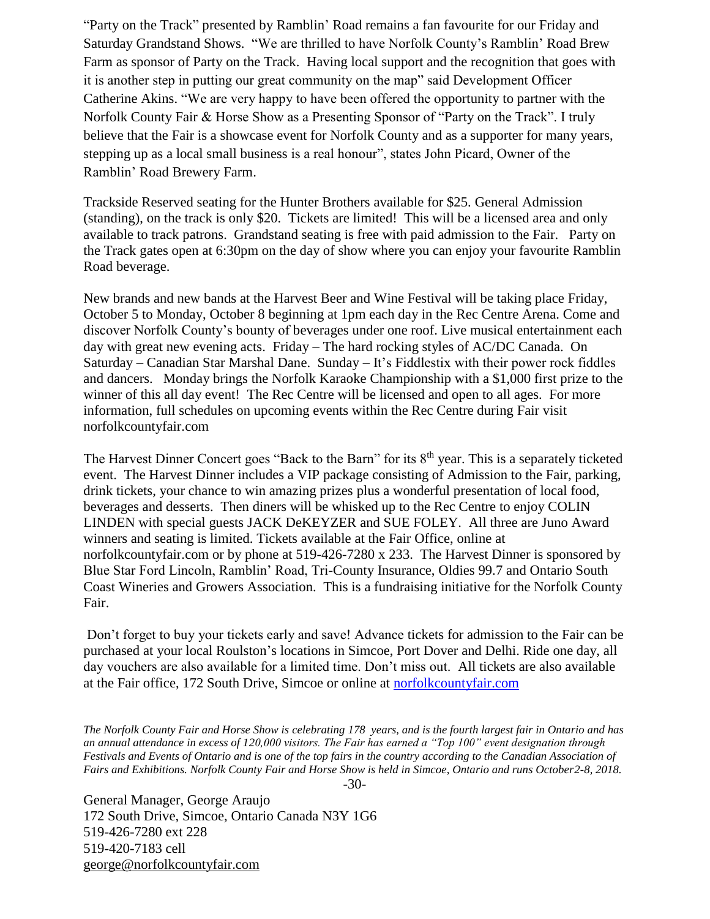"Party on the Track" presented by Ramblin' Road remains a fan favourite for our Friday and Saturday Grandstand Shows. "We are thrilled to have Norfolk County's Ramblin' Road Brew Farm as sponsor of Party on the Track. Having local support and the recognition that goes with it is another step in putting our great community on the map" said Development Officer Catherine Akins. "We are very happy to have been offered the opportunity to partner with the Norfolk County Fair & Horse Show as a Presenting Sponsor of "Party on the Track". I truly believe that the Fair is a showcase event for Norfolk County and as a supporter for many years, stepping up as a local small business is a real honour", states John Picard, Owner of the Ramblin' Road Brewery Farm.

Trackside Reserved seating for the Hunter Brothers available for $25. General Admission (standing), on the track is only $20. Tickets are limited! This will be a licensed area and only available to track patrons. Grandstand seating is free with paid admission to the Fair. Party on the Track gates open at 6:30pm on the day of show where you can enjoy your favourite Ramblin Road beverage.

New brands and new bands at the Harvest Beer and Wine Festival will be taking place Friday, October 5 to Monday, October 8 beginning at 1pm each day in the Rec Centre Arena. Come and discover Norfolk County's bounty of beverages under one roof. Live musical entertainment each day with great new evening acts. Friday – The hard rocking styles of AC/DC Canada. On Saturday – Canadian Star Marshal Dane. Sunday – It's Fiddlestix with their power rock fiddles and dancers. Monday brings the Norfolk Karaoke Championship with a $1,000 first prize to the winner of this all day event! The Rec Centre will be licensed and open to all ages. For more information, full schedules on upcoming events within the Rec Centre during Fair visit norfolkcountyfair.com

The Harvest Dinner Concert goes "Back to the Barn" for its 8th year. This is a separately ticketed event. The Harvest Dinner includes a VIP package consisting of Admission to the Fair, parking, drink tickets, your chance to win amazing prizes plus a wonderful presentation of local food, beverages and desserts. Then diners will be whisked up to the Rec Centre to enjoy COLIN LINDEN with special guests JACK DeKEYZER and SUE FOLEY. All three are Juno Award winners and seating is limited. Tickets available at the Fair Office, online at norfolkcountyfair.com or by phone at 519-426-7280 x 233. The Harvest Dinner is sponsored by Blue Star Ford Lincoln, Ramblin' Road, Tri-County Insurance, Oldies 99.7 and Ontario South Coast Wineries and Growers Association. This is a fundraising initiative for the Norfolk County Fair.

Don't forget to buy your tickets early and save! Advance tickets for admission to the Fair can be purchased at your local Roulston's locations in Simcoe, Port Dover and Delhi. Ride one day, all day vouchers are also available for a limited time. Don't miss out. All tickets are also available at the Fair office, 172 South Drive, Simcoe or online at [norfolkcountyfair.com](norfolkcountyfair.com)

*The Norfolk County Fair and Horse Show is celebrating 178 years, and is the fourth largest fair in Ontario and has an annual attendance in excess of 120,000 visitors. The Fair has earned a "Top 100" event designation through Festivals and Events of Ontario and is one of the top fairs in the country according to the Canadian Association of Fairs and Exhibitions. Norfolk County Fair and Horse Show is held in Simcoe, Ontario and runs October2-8, 2018.*

-30-

General Manager, George Araujo
172 South Drive, Simcoe, Ontario Canada N3Y 1G6
519-426-7280 ext 228
519-420-7183 cell
george@norfolkcountyfair.com